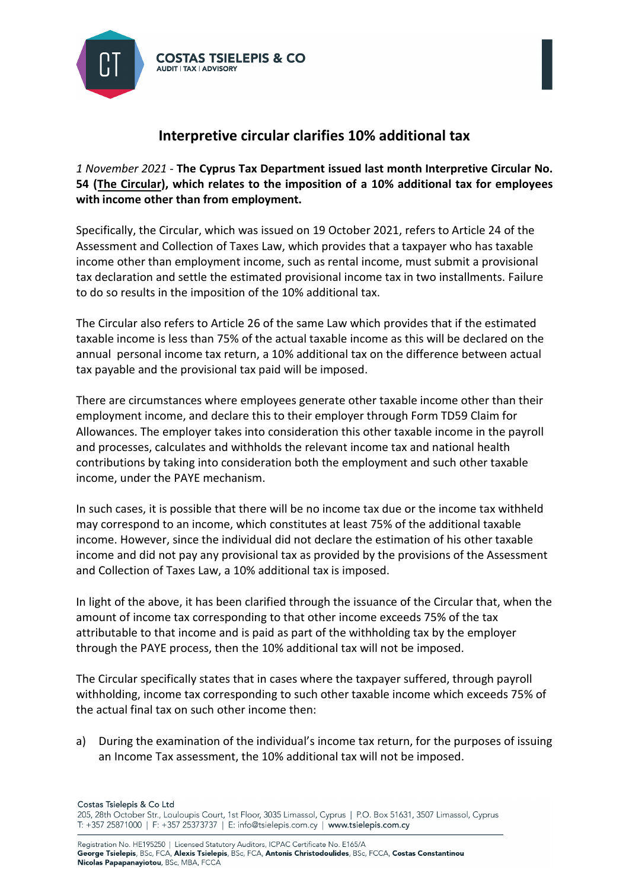# Interpretive circular clarifies 10% additional tax

*1 November 2021* - **The Cyprus Tax Department issued last month Interpretive Circular No. 54 (The Circular), which relates to the imposition of a 10% additional tax for employees with income other than from employment.**

Specifically, the Circular, which was issued on 19 October 2021, refers to Article 24 of the Assessment and Collection of Taxes Law, which provides that a taxpayer who has taxable income other than employment income, such as rental income, must submit a provisional tax declaration and settle the estimated provisional income tax in two installments. Failure to do so results in the imposition of the 10% additional tax.

The Circular also refers to Article 26 of the same Law which provides that if the estimated taxable income is less than 75% of the actual taxable income as this will be declared on the annual personal income tax return, a 10% additional tax on the difference between actual tax payable and the provisional tax paid will be imposed.

There are circumstances where employees generate other taxable income other than their employment income, and declare this to their employer through Form TD59 Claim for Allowances. The employer takes into consideration this other taxable income in the payroll and processes, calculates and withholds the relevant income tax and national health contributions by taking into consideration both the employment and such other taxable income, under the PAYE mechanism.

In such cases, it is possible that there will be no income tax due or the income tax withheld may correspond to an income, which constitutes at least 75% of the additional taxable income. However, since the individual did not declare the estimation of his other taxable income and did not pay any provisional tax as provided by the provisions of the Assessment and Collection of Taxes Law, a 10% additional tax is imposed.

In light of the above, it has been clarified through the issuance of the Circular that, when the amount of income tax corresponding to that other income exceeds 75% of the tax attributable to that income and is paid as part of the withholding tax by the employer through the PAYE process, then the 10% additional tax will not be imposed.

The Circular specifically states that in cases where the taxpayer suffered, through payroll withholding, income tax corresponding to such other taxable income which exceeds 75% of the actual final tax on such other income then:

a) During the examination of the individual's income tax return, for the purposes of issuing an Income Tax assessment, the 10% additional tax will not be imposed.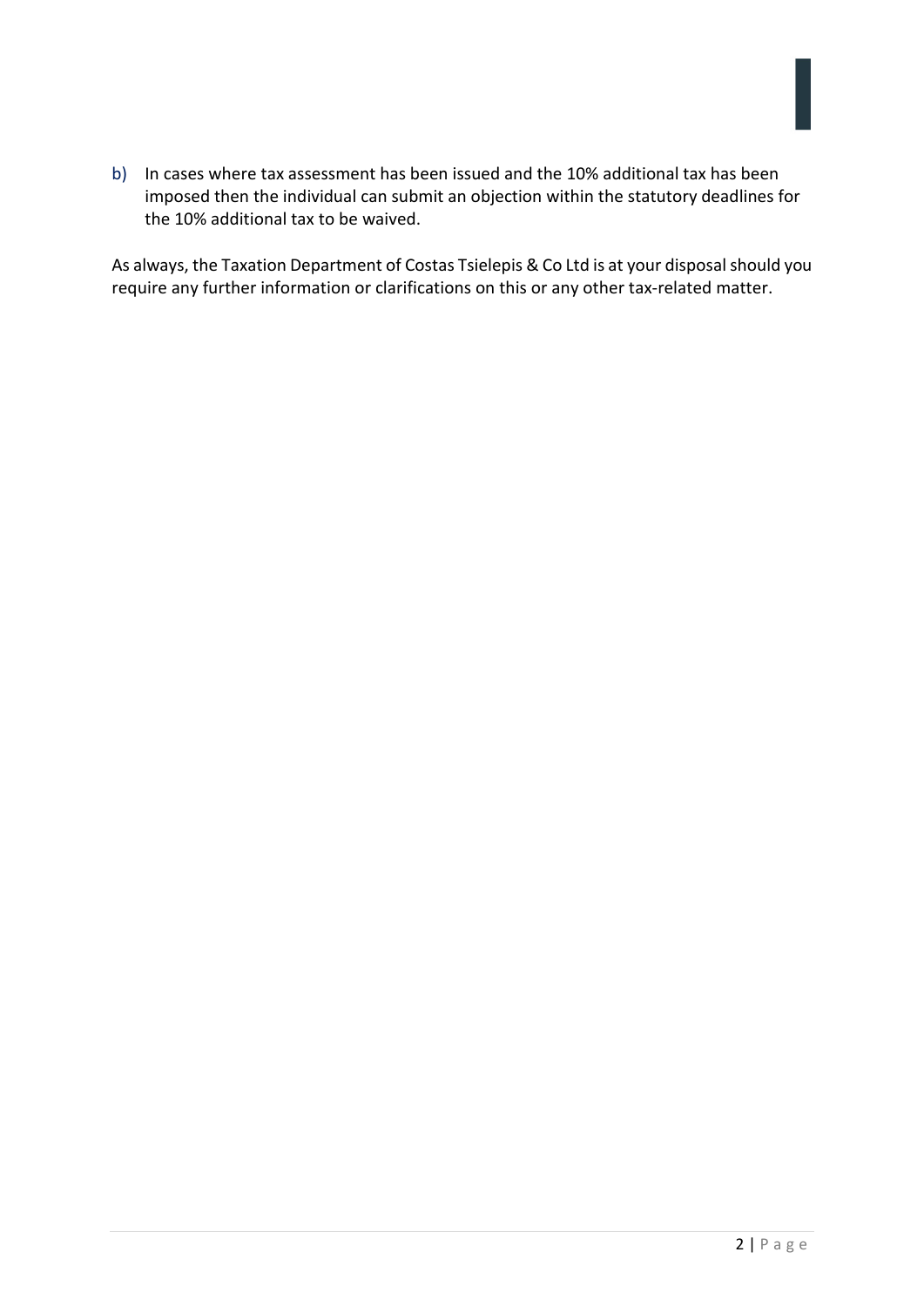b) In cases where tax assessment has been issued and the 10% additional tax has been imposed then the individual can submit an objection within the statutory deadlines for the 10% additional tax to be waived.

As always, the Taxation Department of Costas Tsielepis & Co Ltd is at your disposal should you require any further information or clarifications on this or any other tax-related matter.